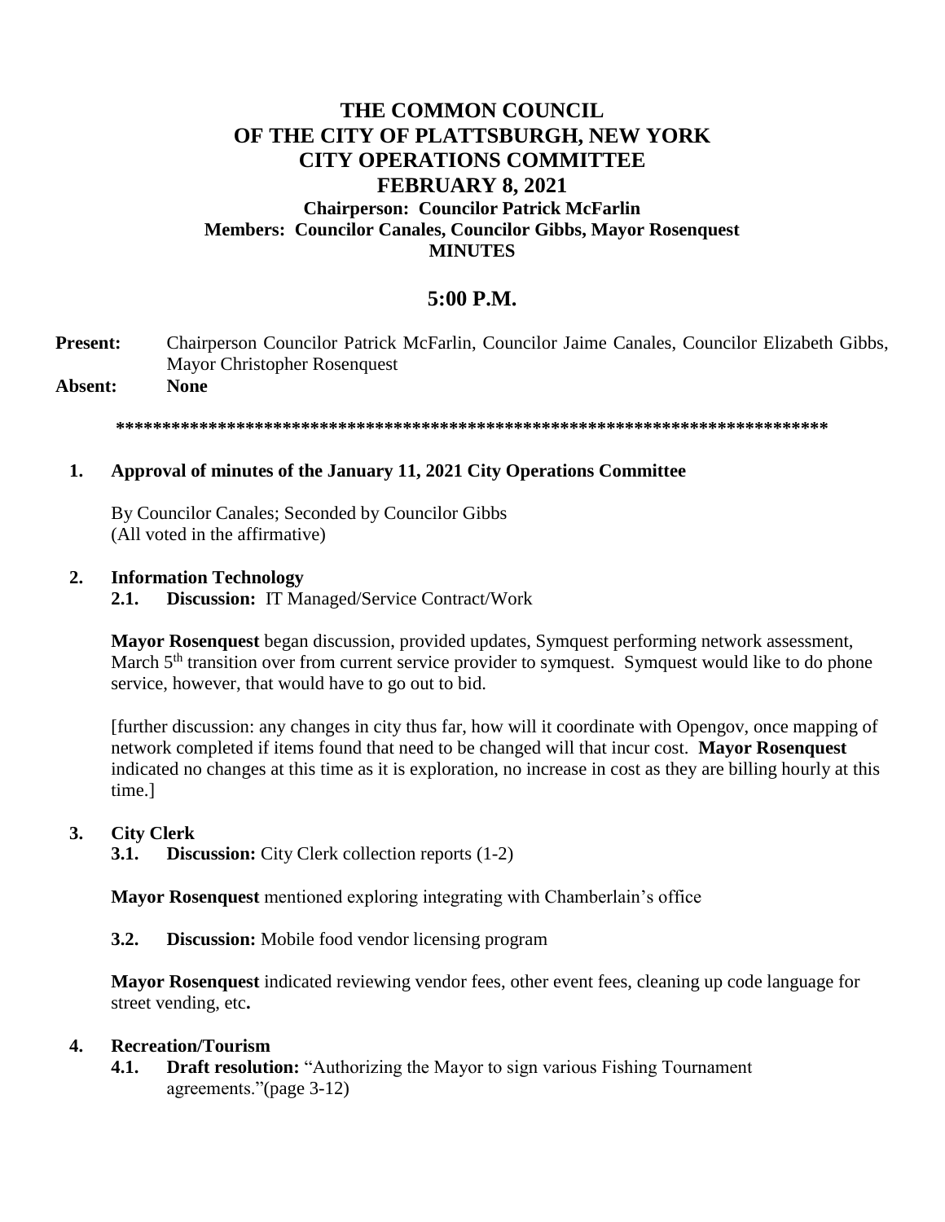# THE COMMON COUNCIL
# OF THE CITY OF PLATTSBURGH, NEW YORK
# CITY OPERATIONS COMMITTEE
# FEBRUARY 8, 2021

**Chairperson: Councilor Patrick McFarlin**
**Members: Councilor Canales, Councilor Gibbs, Mayor Rosenquest**
**MINUTES**

## 5:00 P.M.

**Present:** Chairperson Councilor Patrick McFarlin, Councilor Jaime Canales, Councilor Elizabeth Gibbs, Mayor Christopher Rosenquest
**Absent:** **None**

\*\*\*\*\*\*\*\*\*\*\*\*\*\*\*\*\*\*\*\*\*\*\*\*\*\*\*\*\*\*\*\*\*\*\*\*\*\*\*\*\*\*\*\*\*\*\*\*\*\*\*\*\*\*\*\*\*\*\*\*\*\*\*\*\*\*\*\*\*\*\*\*\*\*\*\*\*\*

**1. Approval of minutes of the January 11, 2021 City Operations Committee**

By Councilor Canales; Seconded by Councilor Gibbs
(All voted in the affirmative)

**2. Information Technology**

**2.1. Discussion:** IT Managed/Service Contract/Work

**Mayor Rosenquest** began discussion, provided updates, Symquest performing network assessment, March 5th transition over from current service provider to symquest. Symquest would like to do phone service, however, that would have to go out to bid.

[further discussion: any changes in city thus far, how will it coordinate with Opengov, once mapping of network completed if items found that need to be changed will that incur cost. **Mayor Rosenquest** indicated no changes at this time as it is exploration, no increase in cost as they are billing hourly at this time.]

**3. City Clerk**

**3.1. Discussion:** City Clerk collection reports (1-2)

**Mayor Rosenquest** mentioned exploring integrating with Chamberlain's office

**3.2. Discussion:** Mobile food vendor licensing program

**Mayor Rosenquest** indicated reviewing vendor fees, other event fees, cleaning up code language for street vending, etc**.**

**4. Recreation/Tourism**

**4.1. Draft resolution:** "Authorizing the Mayor to sign various Fishing Tournament agreements."(page 3-12)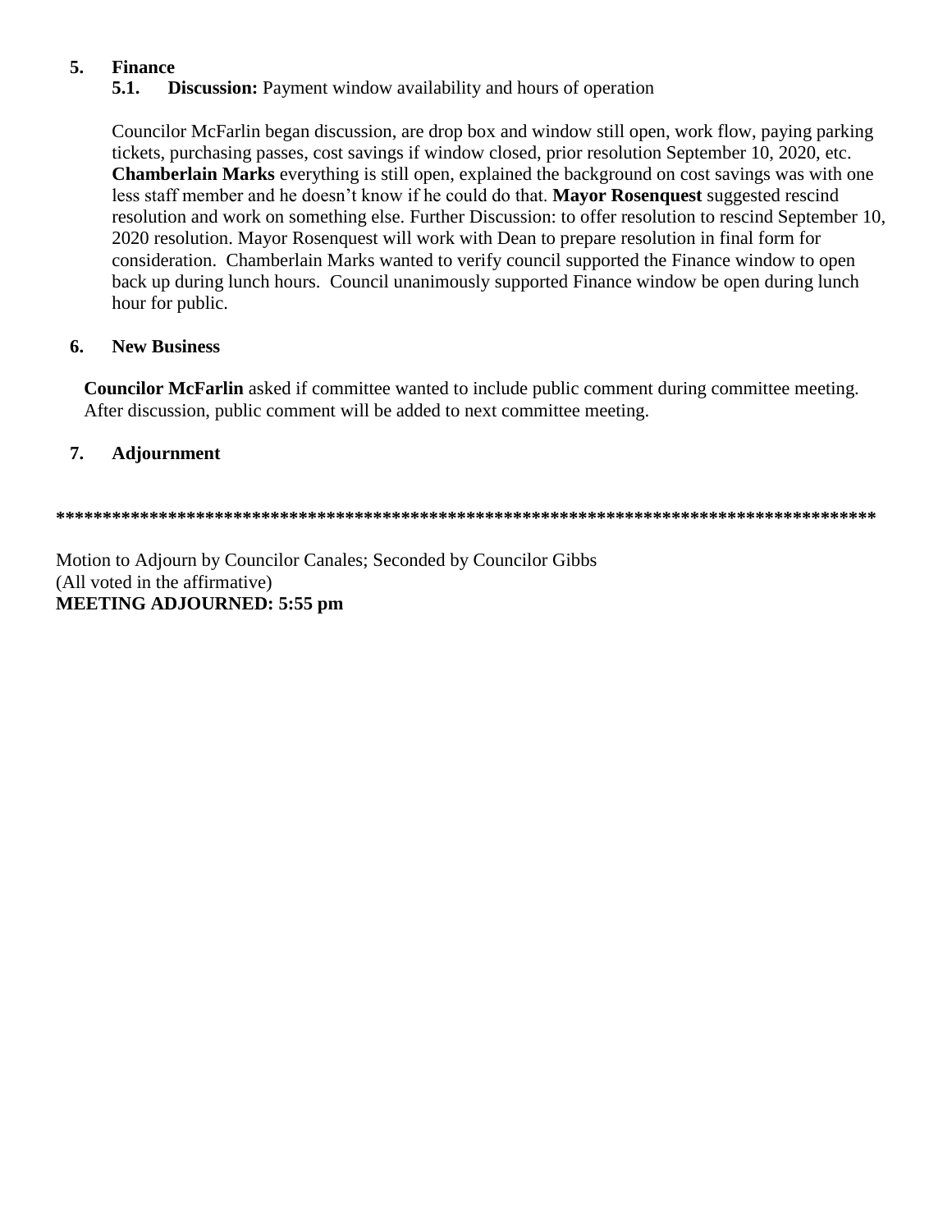5. **Finance**

   **5.1. Discussion:** Payment window availability and hours of operation

   Councilor McFarlin began discussion, are drop box and window still open, work flow, paying parking tickets, purchasing passes, cost savings if window closed, prior resolution September 10, 2020, etc. **Chamberlain Marks** everything is still open, explained the background on cost savings was with one less staff member and he doesn't know if he could do that. **Mayor Rosenquest** suggested rescind resolution and work on something else. Further Discussion: to offer resolution to rescind September 10, 2020 resolution. Mayor Rosenquest will work with Dean to prepare resolution in final form for consideration. Chamberlain Marks wanted to verify council supported the Finance window to open back up during lunch hours. Council unanimously supported Finance window be open during lunch hour for public.

6. **New Business**

   **Councilor McFarlin** asked if committee wanted to include public comment during committee meeting. After discussion, public comment will be added to next committee meeting.

7. **Adjournment**

******************************************************************************************

Motion to Adjourn by Councilor Canales; Seconded by Councilor Gibbs
(All voted in the affirmative)
**MEETING ADJOURNED: 5:55 pm**